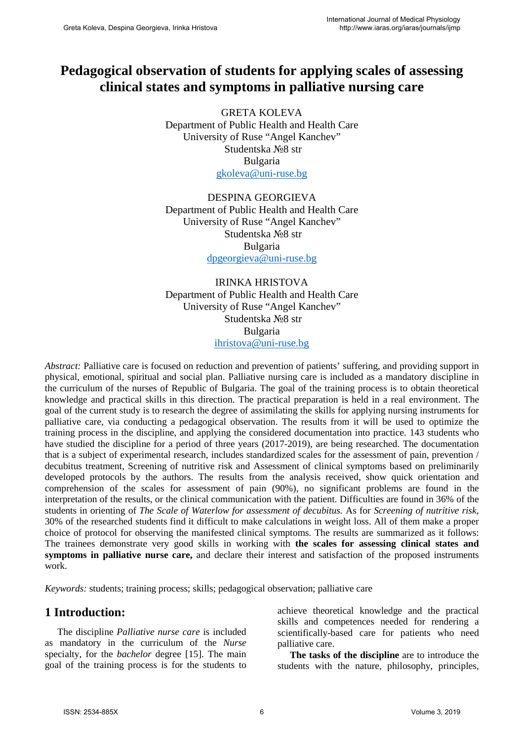# Pedagogical observation of students for applying scales of assessing clinical states and symptoms in palliative nursing care

GRETA KOLEVA
Department of Public Health and Health Care
University of Ruse "Angel Kanchev"
Studentska №8 str
Bulgaria
gkoleva@uni-ruse.bg

DESPINA GEORGIEVA
Department of Public Health and Health Care
University of Ruse "Angel Kanchev"
Studentska №8 str
Bulgaria
dpgeorgieva@uni-ruse.bg

IRINKA HRISTOVA
Department of Public Health and Health Care
University of Ruse "Angel Kanchev"
Studentska №8 str
Bulgaria
ihristova@uni-ruse.bg

*Abstract:* Palliative care is focused on reduction and prevention of patients' suffering, and providing support in physical, emotional, spiritual and social plan. Palliative nursing care is included as a mandatory discipline in the curriculum of the nurses of Republic of Bulgaria. The goal of the training process is to obtain theoretical knowledge and practical skills in this direction. The practical preparation is held in a real environment. The goal of the current study is to research the degree of assimilating the skills for applying nursing instruments for palliative care, via conducting a pedagogical observation. The results from it will be used to optimize the training process in the discipline, and applying the considered documentation into practice. 143 students who have studied the discipline for a period of three years (2017-2019), are being researched. The documentation that is a subject of experimental research, includes standardized scales for the assessment of pain, prevention / decubitus treatment, Screening of nutritive risk and Assessment of clinical symptoms based on preliminarily developed protocols by the authors. The results from the analysis received, show quick orientation and comprehension of the scales for assessment of pain (90%), no significant problems are found in the interpretation of the results, or the clinical communication with the patient. Difficulties are found in 36% of the students in orienting of *The Scale of Waterlow for assessment of decubitus.* As for *Screening of nutritive risk*, 30% of the researched students find it difficult to make calculations in weight loss. All of them make a proper choice of protocol for observing the manifested clinical symptoms. The results are summarized as it follows: The trainees demonstrate very good skills in working with **the scales for assessing clinical states and symptoms in palliative nurse care,** and declare their interest and satisfaction of the proposed instruments work.

*Keywords:* students; training process; skills; pedagogical observation; palliative care

## 1 Introduction:

The discipline *Palliative nurse care* is included as mandatory in the curriculum of the *Nurse* specialty, for the *bachelor* degree [15]. The main goal of the training process is for the students to achieve theoretical knowledge and the practical skills and competences needed for rendering a scientifically-based care for patients who need palliative care.

**The tasks of the discipline** are to introduce the students with the nature, philosophy, principles,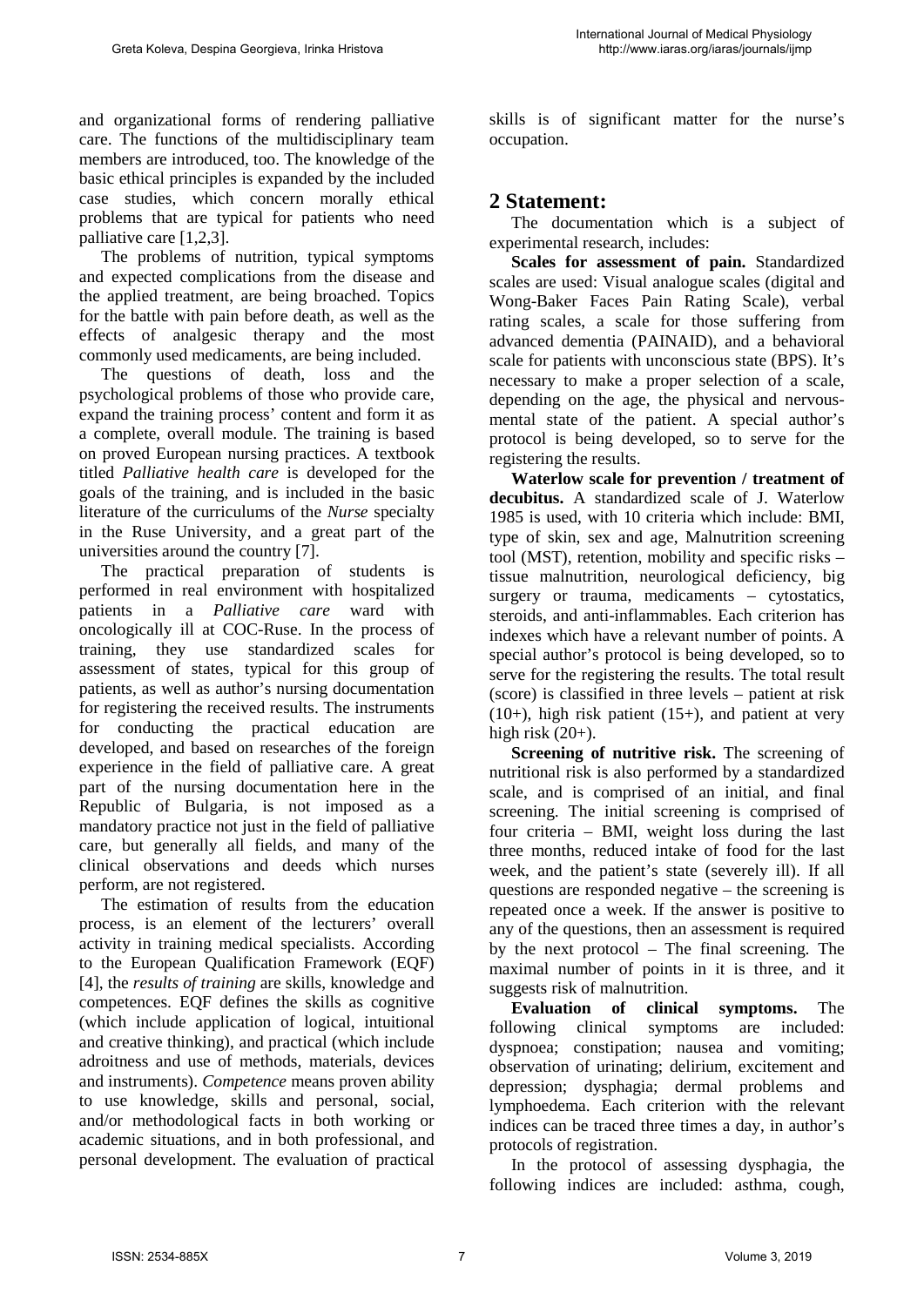and organizational forms of rendering palliative care. The functions of the multidisciplinary team members are introduced, too. The knowledge of the basic ethical principles is expanded by the included case studies, which concern morally ethical problems that are typical for patients who need palliative care [1,2,3].

The problems of nutrition, typical symptoms and expected complications from the disease and the applied treatment, are being broached. Topics for the battle with pain before death, as well as the effects of analgesic therapy and the most commonly used medicaments, are being included.

The questions of death, loss and the psychological problems of those who provide care, expand the training process' content and form it as a complete, overall module. The training is based on proved European nursing practices. A textbook titled *Palliative health care* is developed for the goals of the training, and is included in the basic literature of the curriculums of the *Nurse* specialty in the Ruse University, and a great part of the universities around the country [7].

The practical preparation of students is performed in real environment with hospitalized patients in a *Palliative care* ward with oncologically ill at COC-Ruse. In the process of training, they use standardized scales for assessment of states, typical for this group of patients, as well as author's nursing documentation for registering the received results. The instruments for conducting the practical education are developed, and based on researches of the foreign experience in the field of palliative care. A great part of the nursing documentation here in the Republic of Bulgaria, is not imposed as a mandatory practice not just in the field of palliative care, but generally all fields, and many of the clinical observations and deeds which nurses perform, are not registered.

The estimation of results from the education process, is an element of the lecturers' overall activity in training medical specialists. According to the European Qualification Framework (EQF) [4], the *results of training* are skills, knowledge and competences. EQF defines the skills as cognitive (which include application of logical, intuitional and creative thinking), and practical (which include adroitness and use of methods, materials, devices and instruments). *Competence* means proven ability to use knowledge, skills and personal, social, and/or methodological facts in both working or academic situations, and in both professional, and personal development. The evaluation of practical skills is of significant matter for the nurse's occupation.

## 2 Statement:

The documentation which is a subject of experimental research, includes:

**Scales for assessment of pain.** Standardized scales are used: Visual analogue scales (digital and Wong-Baker Faces Pain Rating Scale), verbal rating scales, a scale for those suffering from advanced dementia (PAINAID), and a behavioral scale for patients with unconscious state (BPS). It's necessary to make a proper selection of a scale, depending on the age, the physical and nervous-mental state of the patient. A special author's protocol is being developed, so to serve for the registering the results.

**Waterlow scale for prevention / treatment of decubitus.** A standardized scale of J. Waterlow 1985 is used, with 10 criteria which include: BMI, type of skin, sex and age, Malnutrition screening tool (MST), retention, mobility and specific risks – tissue malnutrition, neurological deficiency, big surgery or trauma, medicaments – cytostatics, steroids, and anti-inflammables. Each criterion has indexes which have a relevant number of points. A special author's protocol is being developed, so to serve for the registering the results. The total result (score) is classified in three levels – patient at risk (10+), high risk patient (15+), and patient at very high risk (20+).

**Screening of nutritive risk.** The screening of nutritional risk is also performed by a standardized scale, and is comprised of an initial, and final screening. The initial screening is comprised of four criteria – BMI, weight loss during the last three months, reduced intake of food for the last week, and the patient's state (severely ill). If all questions are responded negative – the screening is repeated once a week. If the answer is positive to any of the questions, then an assessment is required by the next protocol – The final screening. The maximal number of points in it is three, and it suggests risk of malnutrition.

**Evaluation of clinical symptoms.** The following clinical symptoms are included: dyspnoea; constipation; nausea and vomiting; observation of urinating; delirium, excitement and depression; dysphagia; dermal problems and lymphoedema. Each criterion with the relevant indices can be traced three times a day, in author's protocols of registration.

In the protocol of assessing dysphagia, the following indices are included: asthma, cough,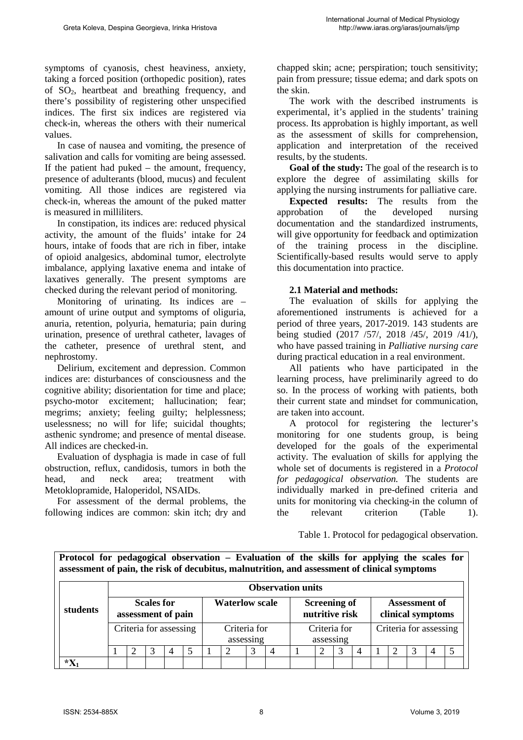symptoms of cyanosis, chest heaviness, anxiety, taking a forced position (orthopedic position), rates of $SO_2$, heartbeat and breathing frequency, and there's possibility of registering other unspecified indices. The first six indices are registered via check-in, whereas the others with their numerical values.

In case of nausea and vomiting, the presence of salivation and calls for vomiting are being assessed. If the patient had puked – the amount, frequency, presence of adulterants (blood, mucus) and feculent vomiting. All those indices are registered via check-in, whereas the amount of the puked matter is measured in milliliters.

In constipation, its indices are: reduced physical activity, the amount of the fluids' intake for 24 hours, intake of foods that are rich in fiber, intake of opioid analgesics, abdominal tumor, electrolyte imbalance, applying laxative enema and intake of laxatives generally. The present symptoms are checked during the relevant period of monitoring.

Monitoring of urinating. Its indices are – amount of urine output and symptoms of oliguria, anuria, retention, polyuria, hematuria; pain during urination, presence of urethral catheter, lavages of the catheter, presence of urethral stent, and nephrostomy.

Delirium, excitement and depression. Common indices are: disturbances of consciousness and the cognitive ability; disorientation for time and place; psycho-motor excitement; hallucination; fear; megrims; anxiety; feeling guilty; helplessness; uselessness; no will for life; suicidal thoughts; asthenic syndrome; and presence of mental disease. All indices are checked-in.

Evaluation of dysphagia is made in case of full obstruction, reflux, candidosis, tumors in both the head, and neck area; treatment with Metoklopramide, Haloperidol, NSAIDs.

For assessment of the dermal problems, the following indices are common: skin itch; dry and chapped skin; acne; perspiration; touch sensitivity; pain from pressure; tissue edema; and dark spots on the skin.

The work with the described instruments is experimental, it's applied in the students' training process. Its approbation is highly important, as well as the assessment of skills for comprehension, application and interpretation of the received results, by the students.

**Goal of the study:** The goal of the research is to explore the degree of assimilating skills for applying the nursing instruments for palliative care.

**Expected results:** The results from the approbation of the developed nursing documentation and the standardized instruments, will give opportunity for feedback and optimization of the training process in the discipline. Scientifically-based results would serve to apply this documentation into practice.

### 2.1 Material and methods:

The evaluation of skills for applying the aforementioned instruments is achieved for a period of three years, 2017-2019. 143 students are being studied (2017 /57/, 2018 /45/, 2019 /41/), who have passed training in *Palliative nursing care* during practical education in a real environment.

All patients who have participated in the learning process, have preliminarily agreed to do so. In the process of working with patients, both their current state and mindset for communication, are taken into account.

A protocol for registering the lecturer's monitoring for one students group, is being developed for the goals of the experimental activity. The evaluation of skills for applying the whole set of documents is registered in a *Protocol for pedagogical observation.* The students are individually marked in pre-defined criteria and units for monitoring via checking-in the column of the relevant criterion (Table 1).

Table 1. Protocol for pedagogical observation.

**Protocol for pedagogical observation – Evaluation of the skills for applying the scales for assessment of pain, the risk of decubitus, malnutrition, and assessment of clinical symptoms**

| students | Observation units | | | | | | | | | | | | | | | | | |
|---|---|---|---|---|---|---|---|---|---|---|---|---|---|---|---|---|---|---|
| | Scales for assessment of pain | | | | | Waterlow scale | | | | Screening of nutritive risk | | | | Assessment of clinical symptoms | | | | |
| | Criteria for assessing | | | | | Criteria for assessing | | | | Criteria for assessing | | | | Criteria for assessing | | | | |
| | 1 | 2 | 3 | 4 | 5 | 1 | 2 | 3 | 4 | 1 | 2 | 3 | 4 | 1 | 2 | 3 | 4 | 5 |
| *$X_1$ | | | | | | | | | | | | | | | | | | |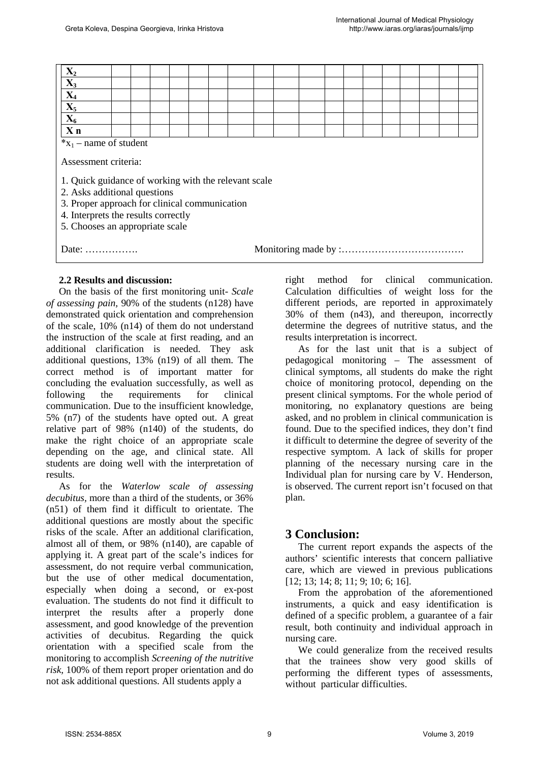| | | | | | | | | | | | | | | | | | | | |
|---|---|---|---|---|---|---|---|---|---|---|---|---|---|---|---|---|---|---|---|
| **$X_2$** | | | | | | | | | | | | | | | | | | | |
| **$X_3$** | | | | | | | | | | | | | | | | | | | |
| **$X_4$** | | | | | | | | | | | | | | | | | | | |
| **$X_5$** | | | | | | | | | | | | | | | | | | | |
| **$X_6$** | | | | | | | | | | | | | | | | | | | |
| **X n** | | | | | | | | | | | | | | | | | | | |

*$x_1$ – name of student

Assessment criteria:

1. Quick guidance of working with the relevant scale
2. Asks additional questions
3. Proper approach for clinical communication
4. Interprets the results correctly
5. Chooses an appropriate scale

Date: ……………. Monitoring made by :……………………………….

### 2.2 Results and discussion:

On the basis of the first monitoring unit- *Scale of assessing pain*, 90% of the students (n128) have demonstrated quick orientation and comprehension of the scale, 10% (n14) of them do not understand the instruction of the scale at first reading, and an additional clarification is needed. They ask additional questions, 13% (n19) of all them. The correct method is of important matter for concluding the evaluation successfully, as well as following the requirements for clinical communication. Due to the insufficient knowledge, 5% (n7) of the students have opted out. A great relative part of 98% (n140) of the students, do make the right choice of an appropriate scale depending on the age, and clinical state. All students are doing well with the interpretation of results.

As for the *Waterlow scale of assessing decubitus*, more than a third of the students, or 36% (n51) of them find it difficult to orientate. The additional questions are mostly about the specific risks of the scale. After an additional clarification, almost all of them, or 98% (n140), are capable of applying it. A great part of the scale's indices for assessment, do not require verbal communication, but the use of other medical documentation, especially when doing a second, or ex-post evaluation. The students do not find it difficult to interpret the results after a properly done assessment, and good knowledge of the prevention activities of decubitus. Regarding the quick orientation with a specified scale from the monitoring to accomplish *Screening of the nutritive risk*, 100% of them report proper orientation and do not ask additional questions. All students apply a right method for clinical communication. Calculation difficulties of weight loss for the different periods, are reported in approximately 30% of them (n43), and thereupon, incorrectly determine the degrees of nutritive status, and the results interpretation is incorrect.

As for the last unit that is a subject of pedagogical monitoring – The assessment of clinical symptoms, all students do make the right choice of monitoring protocol, depending on the present clinical symptoms. For the whole period of monitoring, no explanatory questions are being asked, and no problem in clinical communication is found. Due to the specified indices, they don't find it difficult to determine the degree of severity of the respective symptom. A lack of skills for proper planning of the necessary nursing care in the Individual plan for nursing care by V. Henderson, is observed. The current report isn't focused on that plan.

## 3 Conclusion:

The current report expands the aspects of the authors' scientific interests that concern palliative care, which are viewed in previous publications [12; 13; 14; 8; 11; 9; 10; 6; 16].

From the approbation of the aforementioned instruments, a quick and easy identification is defined of a specific problem, a guarantee of a fair result, both continuity and individual approach in nursing care.

We could generalize from the received results that the trainees show very good skills of performing the different types of assessments, without particular difficulties.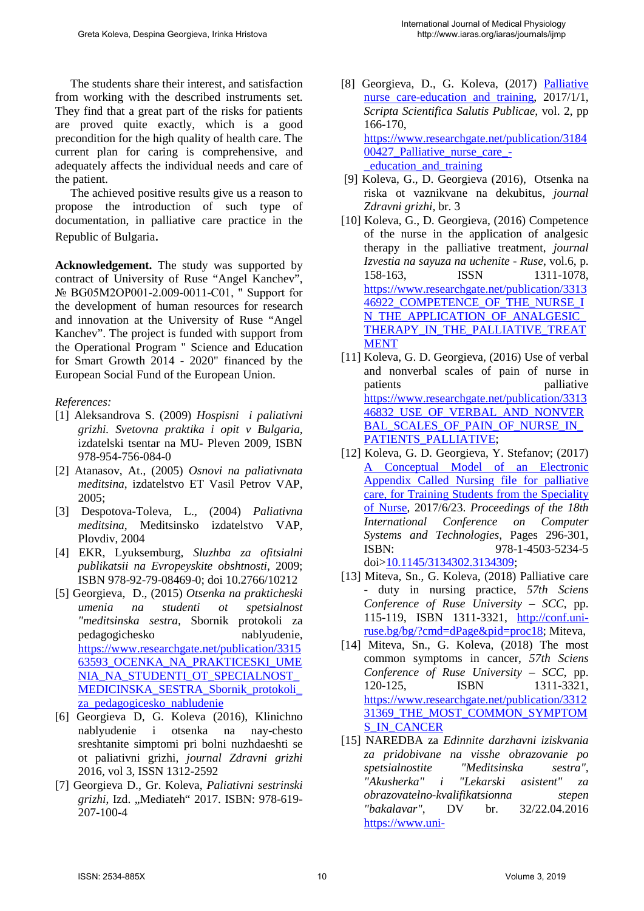The students share their interest, and satisfaction from working with the described instruments set. They find that a great part of the risks for patients are proved quite exactly, which is a good precondition for the high quality of health care. The current plan for caring is comprehensive, and adequately affects the individual needs and care of the patient.

The achieved positive results give us a reason to propose the introduction of such type of documentation, in palliative care practice in the Republic of Bulgaria.

**Acknowledgement.** The study was supported by contract of University of Ruse "Angel Kanchev", № BG05M2OP001-2.009-0011-C01, " Support for the development of human resources for research and innovation at the University of Ruse "Angel Kanchev". The project is funded with support from the Operational Program " Science and Education for Smart Growth 2014 - 2020" financed by the European Social Fund of the European Union.

*References:*

[1] Aleksandrova S. (2009) *Hospisni i paliativni grizhi. Svetovna praktika i opit v Bulgaria*, izdatelski tsentar na MU- Pleven 2009, ISBN 978-954-756-084-0

[2] Atanasov, At., (2005) *Osnovi na paliativnata meditsina*, izdatelstvo ET Vasil Petrov VAP, 2005;

[3] Despotova-Toleva, L., (2004) *Paliativna meditsina*, Meditsinsko izdatelstvo VAP, Plovdiv, 2004

[4] EKR, Lyuksemburg, *Sluzhba za ofitsialni publikatsii na Evropeyskite obshtnosti*, 2009; ISBN 978-92-79-08469-0; doi 10.2766/10212

[5] Georgieva, D., (2015) *Otsenka na prakticheski umenia na studenti ot spetsialnost "meditsinska sestra*, Sbornik protokoli za pedagogichesko nablyudenie, https://www.researchgate.net/publication/331563593_OCENKA_NA_PRAKTICESKI_UMENIA_NA_STUDENTI_OT_SPECIALNOST_MEDICINSKA_SESTRA_Sbornik_protokoli_za_pedagogicesko_nabludenie

[6] Georgieva D, G. Koleva (2016), Klinichno nablyudenie i otsenka na nay-chesto sreshtanite simptomi pri bolni nuzhdaeshti se ot paliativni grizhi, *journal Zdravni grizhi* 2016, vol 3, ISSN 1312-2592

[7] Georgieva D., Gr. Koleva, *Paliativni sestrinski grizhi*, Izd. „Mediateh" 2017. ISBN: 978-619-207-100-4

[8] Georgieva, D., G. Koleva, (2017) Palliative nurse care-education and training, 2017/1/1, *Scripta Scientifica Salutis Publicae*, vol. 2, pp 166-170, https://www.researchgate.net/publication/318400427_Palliative_nurse_care_-_education_and_training

[9] Koleva, G., D. Georgieva (2016), Otsenka na riska ot vaznikvane na dekubitus, *journal Zdravni grizhi*, br. 3

[10] Koleva, G., D. Georgieva, (2016) Competence of the nurse in the application of analgesic therapy in the palliative treatment, *journal Izvestia na sayuza na uchenite - Ruse*, vol.6, p. 158-163, ISSN 1311-1078, https://www.researchgate.net/publication/331346922_COMPETENCE_OF_THE_NURSE_IN_THE_APPLICATION_OF_ANALGESIC_THERAPY_IN_THE_PALLIATIVE_TREATMENT

[11] Koleva, G. D. Georgieva, (2016) Use of verbal and nonverbal scales of pain of nurse in patients palliative https://www.researchgate.net/publication/331346832_USE_OF_VERBAL_AND_NONVERBAL_SCALES_OF_PAIN_OF_NURSE_IN_PATIENTS_PALLIATIVE;

[12] Koleva, G. D. Georgieva, Y. Stefanov; (2017) A Conceptual Model of an Electronic Appendix Called Nursing file for palliative care, for Training Students from the Speciality of Nurse, 2017/6/23. *Proceedings of the 18th International Conference on Computer Systems and Technologies*, Pages 296-301, ISBN: 978-1-4503-5234-5 doi>10.1145/3134302.3134309;

[13] Miteva, Sn., G. Koleva, (2018) Palliative care - duty in nursing practice, *57th Sciens Conference of Ruse University – SCC*, pp. 115-119, ISBN 1311-3321, http://conf.uni-ruse.bg/bg/?cmd=dPage&pid=proc18; Miteva,

[14] Miteva, Sn., G. Koleva, (2018) The most common symptoms in cancer, *57th Sciens Conference of Ruse University – SCC*, pp. 120-125, ISBN 1311-3321, https://www.researchgate.net/publication/331231369_THE_MOST_COMMON_SYMPTOMS_IN_CANCER

[15] NAREDBA za *Edinnite darzhavni iziskvania za pridobivane na visshe obrazovanie po spetsialnostite "Meditsinska sestra", "Akusherka" i "Lekarski asistent" za obrazovatelno-kvalifikatsionna stepen "bakalavar"*, DV br. 32/22.04.2016 https://www.uni-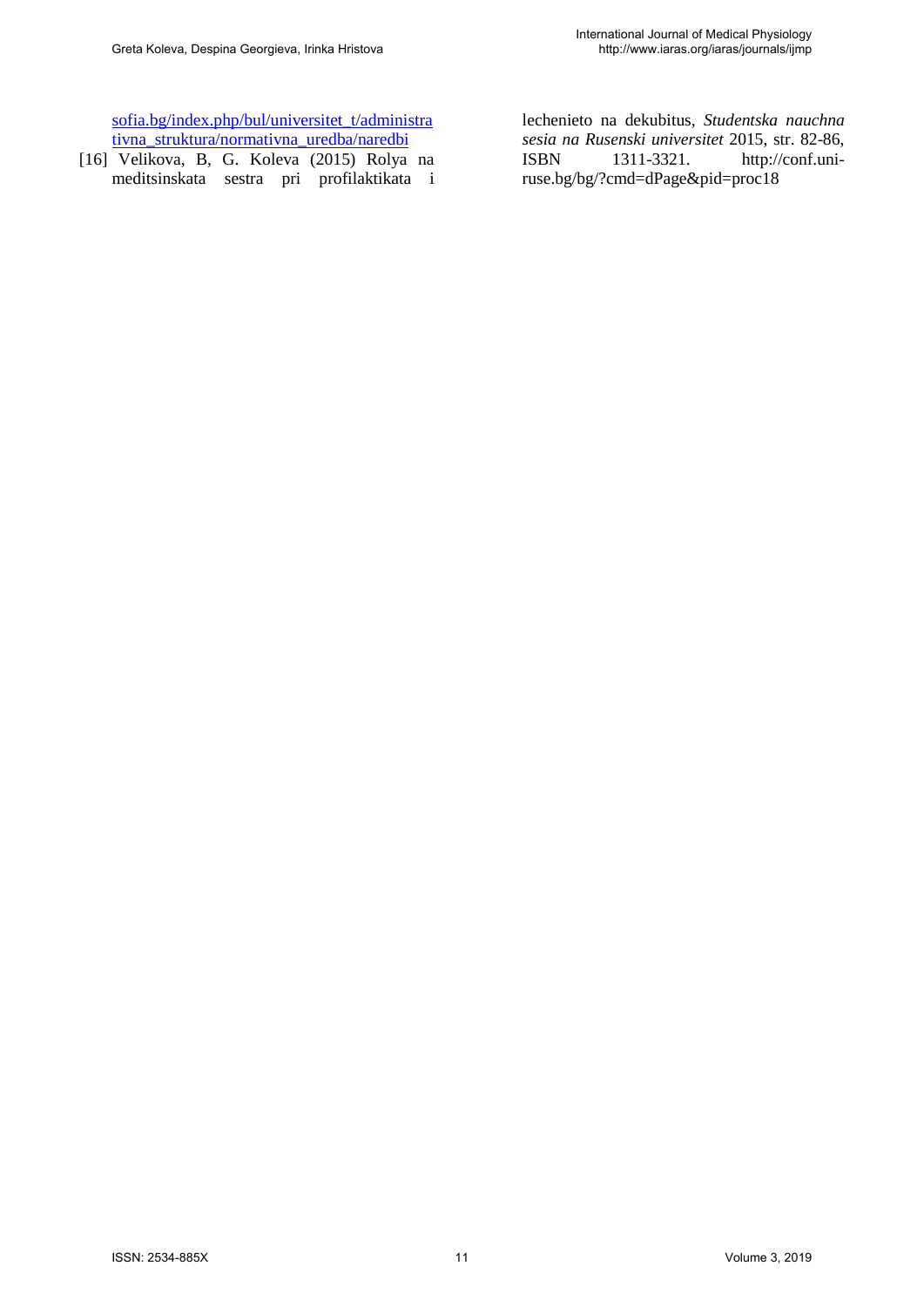sofia.bg/index.php/bul/universitet_t/administrativna_struktura/normativna_uredba/naredbi

[16] Velikova, B, G. Koleva (2015) Rolya na meditsinskata sestra pri profilaktikata i lechenieto na dekubitus, *Studentska nauchna sesia na Rusenski universitet* 2015, str. 82-86, ISBN 1311-3321. http://conf.uni-ruse.bg/bg/?cmd=dPage&pid=proc18